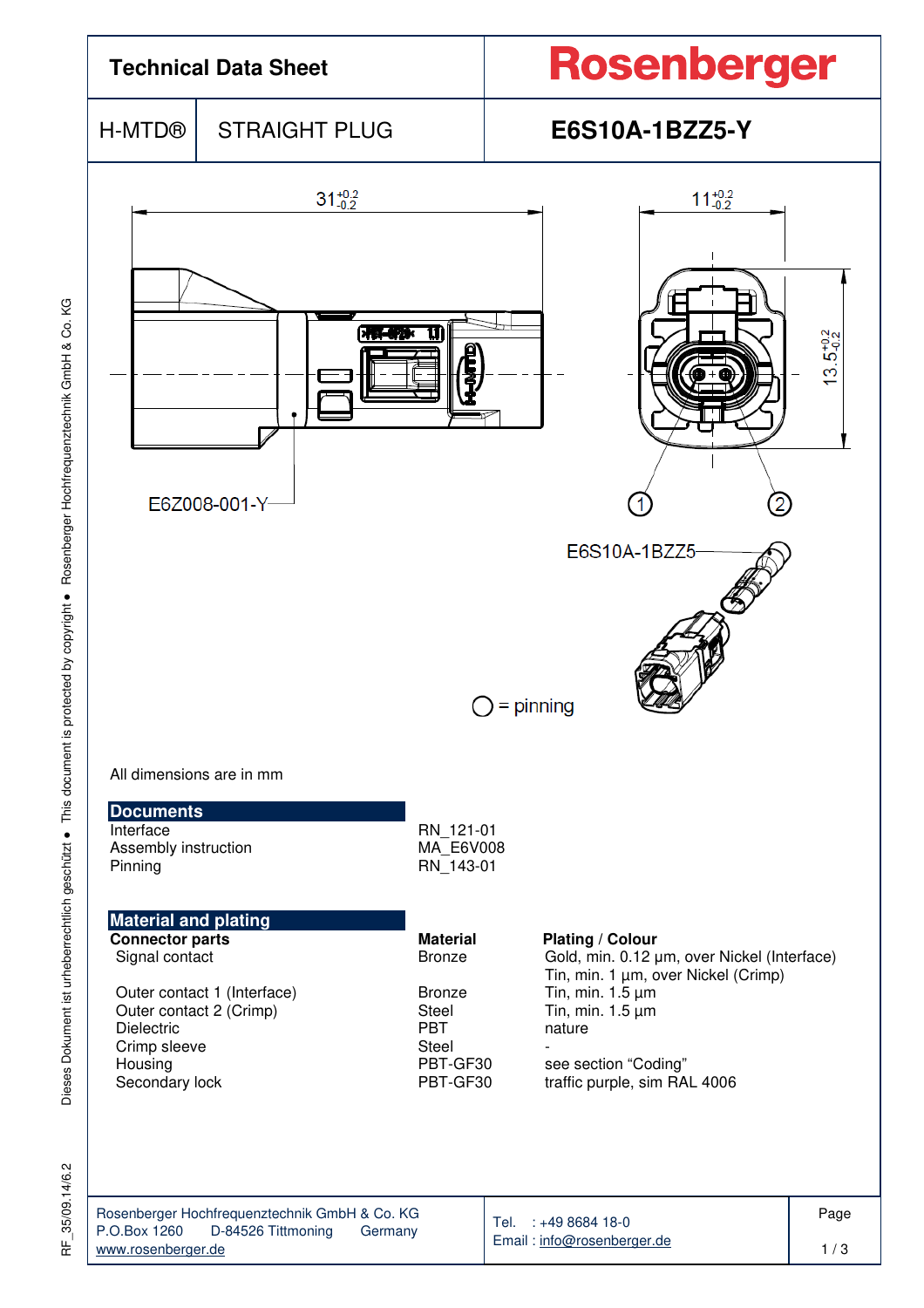# Technical Data Sheet

**Rosenberger**

| H-MTD® | STRAIGHT PLUG | E6S10A-1BZZ5-Y |
|---|---|---|

$31^{+0.2}_{-0.2}$

$11^{+0.2}_{-0.2}$

$13.5^{+0.2}_{-0.2}$

E6Z008-001-Y

① ②

E6S10A-1BZZ5

○ = pinning

All dimensions are in mm

## Documents

| | |
|---|---|
| Interface | RN_121-01 |
| Assembly instruction | MA_E6V008 |
| Pinning | RN_143-01 |

## Material and plating

| Connector parts | Material | Plating / Colour |
|---|---|---|
| Signal contact | Bronze | Gold, min. 0.12 µm, over Nickel (Interface) |
| | | Tin, min. 1 µm, over Nickel (Crimp) |
| Outer contact 1 (Interface) | Bronze | Tin, min. 1.5 µm |
| Outer contact 2 (Crimp) | Steel | Tin, min. 1.5 µm |
| Dielectric | PBT | nature |
| Crimp sleeve | Steel | - |
| Housing | PBT-GF30 | see section "Coding" |
| Secondary lock | PBT-GF30 | traffic purple, sim RAL 4006 |

Rosenberger Hochfrequenztechnik GmbH & Co. KG
P.O.Box 1260 D-84526 Tittmoning Germany
www.rosenberger.de

Tel. : +49 8684 18-0
Email : info@rosenberger.de

RF_35/09.14/6.2

Dieses Dokument ist urheberrechtlich geschützt ● This document is protected by copyright ● Rosenberger Hochfrequenztechnik GmbH & Co. KG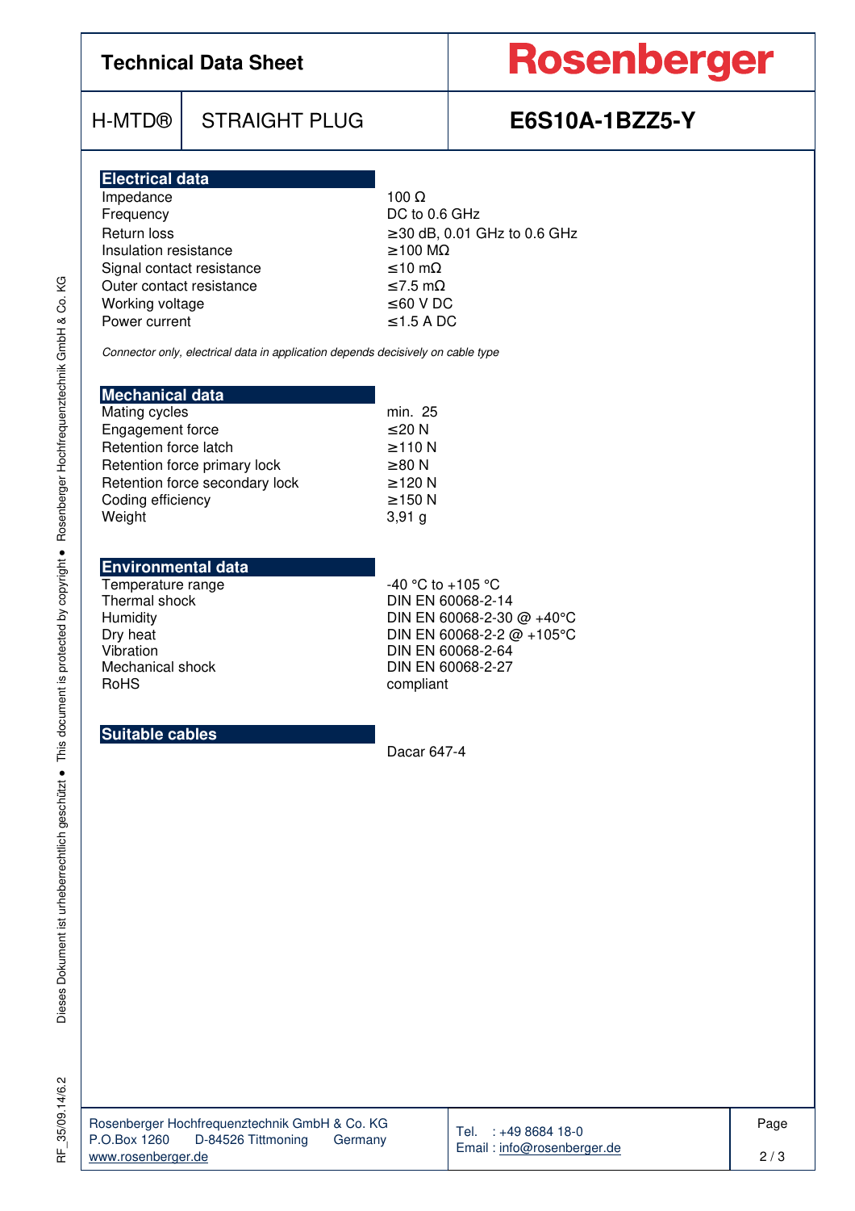# Technical Data Sheet

**Rosenberger**

| H-MTD® | STRAIGHT PLUG | **E6S10A-1BZZ5-Y** |
|---|---|---|

## Electrical data

| | |
|---|---|
| Impedance | 100 Ω |
| Frequency | DC to 0.6 GHz |
| Return loss | ≥30 dB, 0.01 GHz to 0.6 GHz |
| Insulation resistance | ≥100 MΩ |
| Signal contact resistance | ≤10 mΩ |
| Outer contact resistance | ≤7.5 mΩ |
| Working voltage | ≤60 V DC |
| Power current | ≤1.5 A DC |

*Connector only, electrical data in application depends decisively on cable type*

## Mechanical data

| | |
|---|---|
| Mating cycles | min. 25 |
| Engagement force | ≤20 N |
| Retention force latch | ≥110 N |
| Retention force primary lock | ≥80 N |
| Retention force secondary lock | ≥120 N |
| Coding efficiency | ≥150 N |
| Weight | 3,91 g |

## Environmental data

| | |
|---|---|
| Temperature range | -40 °C to +105 °C |
| Thermal shock | DIN EN 60068-2-14 |
| Humidity | DIN EN 60068-2-30 @ +40°C |
| Dry heat | DIN EN 60068-2-2 @ +105°C |
| Vibration | DIN EN 60068-2-64 |
| Mechanical shock | DIN EN 60068-2-27 |
| RoHS | compliant |

## Suitable cables

Dacar 647-4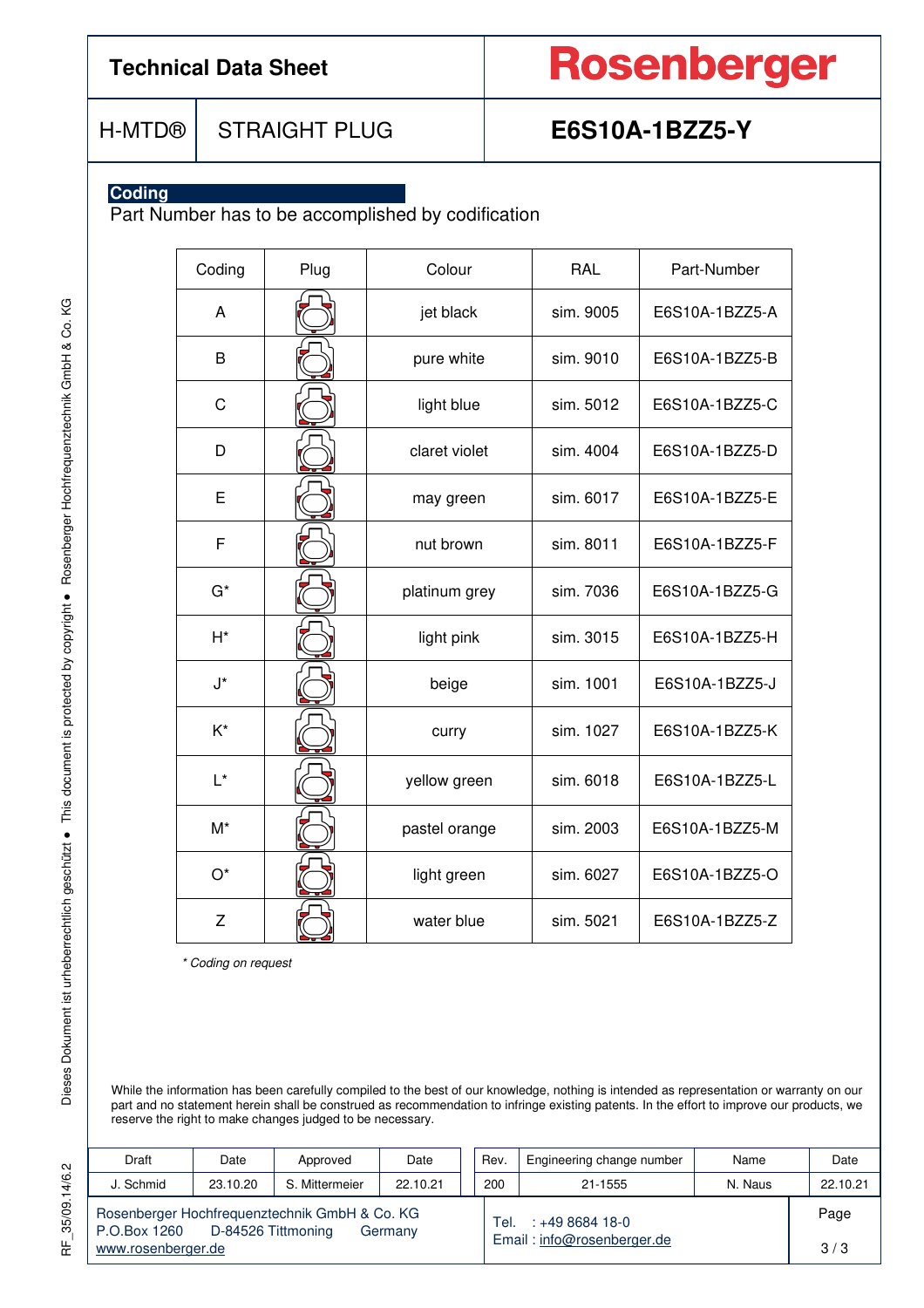# Technical Data Sheet

**Rosenberger**

H-MTD® | STRAIGHT PLUG | **E6S10A-1BZZ5-Y**

## Coding

Part Number has to be accomplished by codification

| Coding | Plug | Colour | RAL | Part-Number |
|---|---|---|---|---|
| A | | jet black | sim. 9005 | E6S10A-1BZZ5-A |
| B | | pure white | sim. 9010 | E6S10A-1BZZ5-B |
| C | | light blue | sim. 5012 | E6S10A-1BZZ5-C |
| D | | claret violet | sim. 4004 | E6S10A-1BZZ5-D |
| E | | may green | sim. 6017 | E6S10A-1BZZ5-E |
| F | | nut brown | sim. 8011 | E6S10A-1BZZ5-F |
| G* | | platinum grey | sim. 7036 | E6S10A-1BZZ5-G |
| H* | | light pink | sim. 3015 | E6S10A-1BZZ5-H |
| J* | | beige | sim. 1001 | E6S10A-1BZZ5-J |
| K* | | curry | sim. 1027 | E6S10A-1BZZ5-K |
| L* | | yellow green | sim. 6018 | E6S10A-1BZZ5-L |
| M* | | pastel orange | sim. 2003 | E6S10A-1BZZ5-M |
| O* | | light green | sim. 6027 | E6S10A-1BZZ5-O |
| Z | | water blue | sim. 5021 | E6S10A-1BZZ5-Z |

*\* Coding on request*

While the information has been carefully compiled to the best of our knowledge, nothing is intended as representation or warranty on our part and no statement herein shall be construed as recommendation to infringe existing patents. In the effort to improve our products, we reserve the right to make changes judged to be necessary.

| Draft | Date | Approved | Date | Rev. | Engineering change number | Name | Date |
|---|---|---|---|---|---|---|---|
| J. Schmid | 23.10.20 | S. Mittermeier | 22.10.21 | 200 | 21-1555 | N. Naus | 22.10.21 |

Rosenberger Hochfrequenztechnik GmbH & Co. KG
P.O.Box 1260 D-84526 Tittmoning Germany
www.rosenberger.de

Tel. : +49 8684 18-0
Email : info@rosenberger.de

Dieses Dokument ist urheberrechtlich geschützt ● This document is protected by copyright ● Rosenberger Hochfrequenztechnik GmbH & Co. KG

RF_35/09.14/6.2